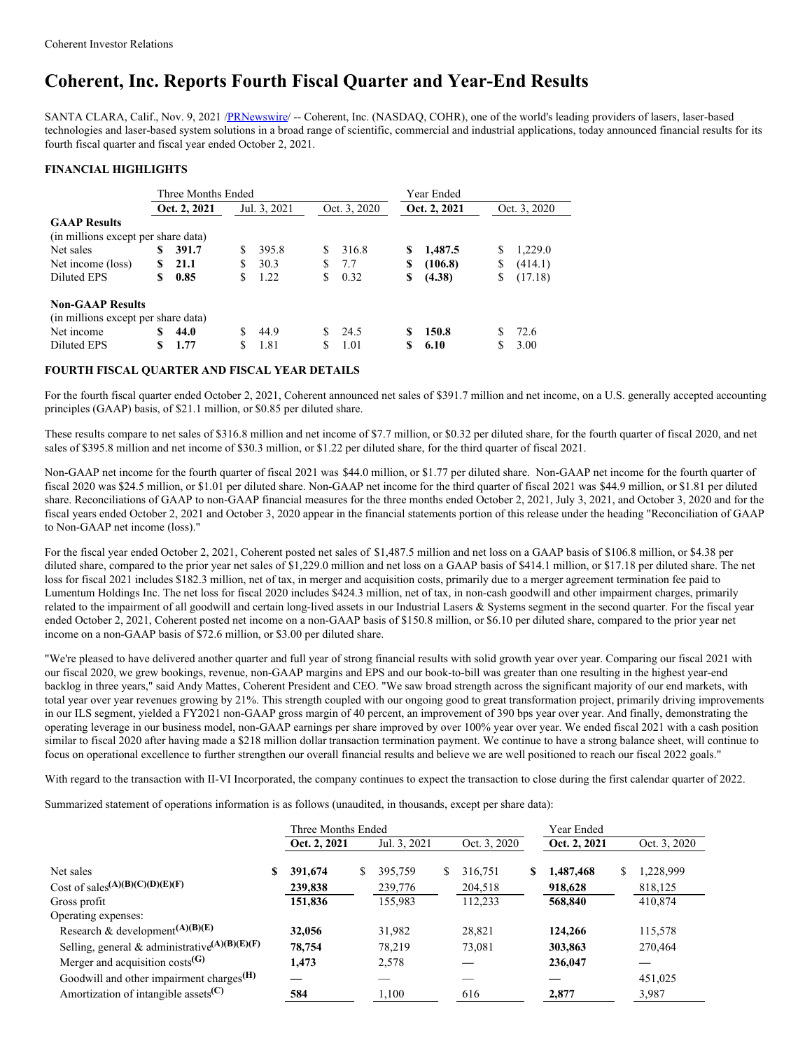# Coherent, Inc. Reports Fourth Fiscal Quarter and Year-End Results

SANTA CLARA, Calif., Nov. 9, 2021 /PRNewswire/ -- Coherent, Inc. (NASDAQ, COHR), one of the world's leading providers of lasers, laser-based technologies and laser-based system solutions in a broad range of scientific, commercial and industrial applications, today announced financial results for its fourth fiscal quarter and fiscal year ended October 2, 2021.

**FINANCIAL HIGHLIGHTS**

| | Three Months Ended | | | Year Ended | |
|---|---|---|---|---|---|
| | **Oct. 2, 2021** | Jul. 3, 2021 | Oct. 3, 2020 | **Oct. 2, 2021** | Oct. 3, 2020 |
| **GAAP Results** | | | | | |
| (in millions except per share data) | | | | | |
| Net sales | **$ 391.7** | $ 395.8 | $ 316.8 | **$ 1,487.5** | $ 1,229.0 |
| Net income (loss) | **$ 21.1** | $ 30.3 | $ 7.7 | **$ (106.8)** | $ (414.1) |
| Diluted EPS | **$ 0.85** | $ 1.22 | $ 0.32 | **$ (4.38)** | $ (17.18) |
| **Non-GAAP Results** | | | | | |
| (in millions except per share data) | | | | | |
| Net income | **$ 44.0** | $ 44.9 | $ 24.5 | **$ 150.8** | $ 72.6 |
| Diluted EPS | **$ 1.77** | $ 1.81 | $ 1.01 | **$ 6.10** | $ 3.00 |

**FOURTH FISCAL QUARTER AND FISCAL YEAR DETAILS**

For the fourth fiscal quarter ended October 2, 2021, Coherent announced net sales of $391.7 million and net income, on a U.S. generally accepted accounting principles (GAAP) basis, of $21.1 million, or $0.85 per diluted share.

These results compare to net sales of $316.8 million and net income of $7.7 million, or $0.32 per diluted share, for the fourth quarter of fiscal 2020, and net sales of $395.8 million and net income of $30.3 million, or $1.22 per diluted share, for the third quarter of fiscal 2021.

Non-GAAP net income for the fourth quarter of fiscal 2021 was $44.0 million, or $1.77 per diluted share. Non-GAAP net income for the fourth quarter of fiscal 2020 was $24.5 million, or $1.01 per diluted share. Non-GAAP net income for the third quarter of fiscal 2021 was $44.9 million, or $1.81 per diluted share. Reconciliations of GAAP to non-GAAP financial measures for the three months ended October 2, 2021, July 3, 2021, and October 3, 2020 and for the fiscal years ended October 2, 2021 and October 3, 2020 appear in the financial statements portion of this release under the heading "Reconciliation of GAAP to Non-GAAP net income (loss)."

For the fiscal year ended October 2, 2021, Coherent posted net sales of $1,487.5 million and net loss on a GAAP basis of $106.8 million, or $4.38 per diluted share, compared to the prior year net sales of $1,229.0 million and net loss on a GAAP basis of $414.1 million, or $17.18 per diluted share. The net loss for fiscal 2021 includes $182.3 million, net of tax, in merger and acquisition costs, primarily due to a merger agreement termination fee paid to Lumentum Holdings Inc. The net loss for fiscal 2020 includes $424.3 million, net of tax, in non-cash goodwill and other impairment charges, primarily related to the impairment of all goodwill and certain long-lived assets in our Industrial Lasers & Systems segment in the second quarter. For the fiscal year ended October 2, 2021, Coherent posted net income on a non-GAAP basis of $150.8 million, or $6.10 per diluted share, compared to the prior year net income on a non-GAAP basis of $72.6 million, or $3.00 per diluted share.

"We're pleased to have delivered another quarter and full year of strong financial results with solid growth year over year. Comparing our fiscal 2021 with our fiscal 2020, we grew bookings, revenue, non-GAAP margins and EPS and our book-to-bill was greater than one resulting in the highest year-end backlog in three years," said Andy Mattes, Coherent President and CEO. "We saw broad strength across the significant majority of our end markets, with total year over year revenues growing by 21%. This strength coupled with our ongoing good to great transformation project, primarily driving improvements in our ILS segment, yielded a FY2021 non-GAAP gross margin of 40 percent, an improvement of 390 bps year over year. And finally, demonstrating the operating leverage in our business model, non-GAAP earnings per share improved by over 100% year over year. We ended fiscal 2021 with a cash position similar to fiscal 2020 after having made a $218 million dollar transaction termination payment. We continue to have a strong balance sheet, will continue to focus on operational excellence to further strengthen our overall financial results and believe we are well positioned to reach our fiscal 2022 goals."

With regard to the transaction with II-VI Incorporated, the company continues to expect the transaction to close during the first calendar quarter of 2022.

Summarized statement of operations information is as follows (unaudited, in thousands, except per share data):

| | Three Months Ended | | | Year Ended | |
|---|---|---|---|---|---|
| | **Oct. 2, 2021** | Jul. 3, 2021 | Oct. 3, 2020 | **Oct. 2, 2021** | Oct. 3, 2020 |
| Net sales | **$ 391,674** | $ 395,759 | $ 316,751 | **$ 1,487,468** | $ 1,228,999 |
| Cost of sales(A)(B)(C)(D)(E)(F) | **239,838** | 239,776 | 204,518 | **918,628** | 818,125 |
| Gross profit | **151,836** | 155,983 | 112,233 | **568,840** | 410,874 |
| Operating expenses: | | | | | |
| Research & development(A)(B)(E) | **32,056** | 31,982 | 28,821 | **124,266** | 115,578 |
| Selling, general & administrative(A)(B)(E)(F) | **78,754** | 78,219 | 73,081 | **303,863** | 270,464 |
| Merger and acquisition costs(G) | **1,473** | 2,578 | — | **236,047** | — |
| Goodwill and other impairment charges(H) | **—** | — | — | **—** | 451,025 |
| Amortization of intangible assets(C) | **584** | 1,100 | 616 | **2,877** | 3,987 |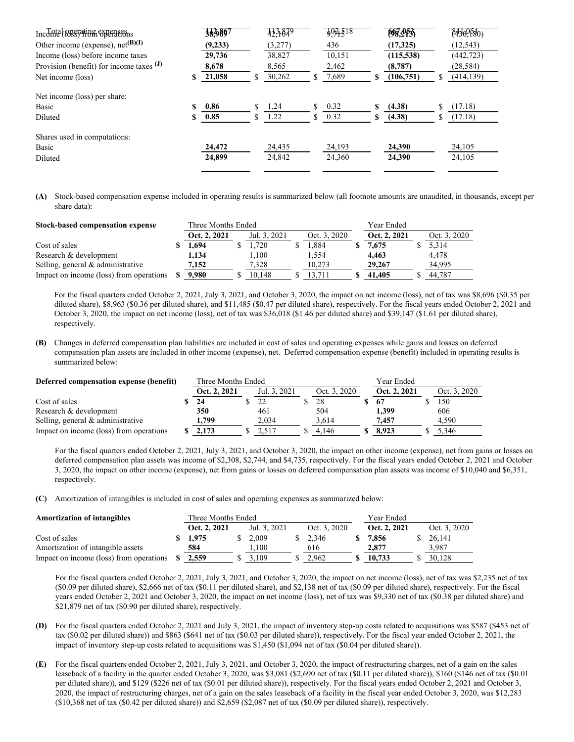| | | | | | |
|---|---|---|---|---|---|
| Total operating expenses | **112,867** | 113,879 | 102,518 | **667,053** | 841,054 |
| Income (loss) from operations | **38,969** | 42,104 | 9,715 | **(98,213)** | (430,180) |
| Other income (expense), net[(B)(I)] | **(9,233)** | (3,277) | 436 | **(17,325)** | (12,543) |
| Income (loss) before income taxes | **29,736** | 38,827 | 10,151 | **(115,538)** | (442,723) |
| Provision (benefit) for income taxes [(J)] | **8,678** | 8,565 | 2,462 | **(8,787)** | (28,584) |
| Net income (loss) | **$ 21,058** | $ 30,262 | $ 7,689 | **$ (106,751)** | $ (414,139) |
| | | | | | |
| Net income (loss) per share: | | | | | |
| Basic | **$ 0.86** | $ 1.24 | $ 0.32 | **$ (4.38)** | $ (17.18) |
| Diluted | **$ 0.85** | $ 1.22 | $ 0.32 | **$ (4.38)** | $ (17.18) |
| | | | | | |
| Shares used in computations: | | | | | |
| Basic | **24,472** | 24,435 | 24,193 | **24,390** | 24,105 |
| Diluted | **24,899** | 24,842 | 24,360 | **24,390** | 24,105 |

**(A)** Stock-based compensation expense included in operating results is summarized below (all footnote amounts are unaudited, in thousands, except per share data):

| Stock-based compensation expense | Three Months Ended | | | Year Ended | |
|---|---|---|---|---|---|
| | **Oct. 2, 2021** | Jul. 3, 2021 | Oct. 3, 2020 | **Oct. 2, 2021** | Oct. 3, 2020 |
| Cost of sales | **$ 1,694** | $ 1,720 | $ 1,884 | **$ 7,675** | $ 5,314 |
| Research & development | **1,134** | 1,100 | 1,554 | **4,463** | 4,478 |
| Selling, general & administrative | **7,152** | 7,328 | 10,273 | **29,267** | 34,995 |
| Impact on income (loss) from operations | **$ 9,980** | $ 10,148 | $ 13,711 | **$ 41,405** | $ 44,787 |

For the fiscal quarters ended October 2, 2021, July 3, 2021, and October 3, 2020, the impact on net income (loss), net of tax was $8,696 ($0.35 per diluted share), $8,963 ($0.36 per diluted share), and $11,485 ($0.47 per diluted share), respectively. For the fiscal years ended October 2, 2021 and October 3, 2020, the impact on net income (loss), net of tax was $36,018 ($1.46 per diluted share) and $39,147 ($1.61 per diluted share), respectively.

**(B)** Changes in deferred compensation plan liabilities are included in cost of sales and operating expenses while gains and losses on deferred compensation plan assets are included in other income (expense), net. Deferred compensation expense (benefit) included in operating results is summarized below:

| Deferred compensation expense (benefit) | Three Months Ended | | | Year Ended | |
|---|---|---|---|---|---|
| | **Oct. 2, 2021** | Jul. 3, 2021 | Oct. 3, 2020 | **Oct. 2, 2021** | Oct. 3, 2020 |
| Cost of sales | **$ 24** | $ 22 | $ 28 | **$ 67** | $ 150 |
| Research & development | **350** | 461 | 504 | **1,399** | 606 |
| Selling, general & administrative | **1,799** | 2,034 | 3,614 | **7,457** | 4,590 |
| Impact on income (loss) from operations | **$ 2,173** | $ 2,517 | $ 4,146 | **$ 8,923** | $ 5,346 |

For the fiscal quarters ended October 2, 2021, July 3, 2021, and October 3, 2020, the impact on other income (expense), net from gains or losses on deferred compensation plan assets was income of $2,308, $2,744, and $4,735, respectively. For the fiscal years ended October 2, 2021 and October 3, 2020, the impact on other income (expense), net from gains or losses on deferred compensation plan assets was income of $10,040 and $6,351, respectively.

**(C)** Amortization of intangibles is included in cost of sales and operating expenses as summarized below:

| Amortization of intangibles | Three Months Ended | | | Year Ended | |
|---|---|---|---|---|---|
| | **Oct. 2, 2021** | Jul. 3, 2021 | Oct. 3, 2020 | **Oct. 2, 2021** | Oct. 3, 2020 |
| Cost of sales | **$ 1,975** | $ 2,009 | $ 2,346 | **$ 7,856** | $ 26,141 |
| Amortization of intangible assets | **584** | 1,100 | 616 | **2,877** | 3,987 |
| Impact on income (loss) from operations | **$ 2,559** | $ 3,109 | $ 2,962 | **$ 10,733** | $ 30,128 |

For the fiscal quarters ended October 2, 2021, July 3, 2021, and October 3, 2020, the impact on net income (loss), net of tax was $2,235 net of tax ($0.09 per diluted share), $2,666 net of tax ($0.11 per diluted share), and $2,138 net of tax ($0.09 per diluted share), respectively. For the fiscal years ended October 2, 2021 and October 3, 2020, the impact on net income (loss), net of tax was $9,330 net of tax ($0.38 per diluted share) and $21,879 net of tax ($0.90 per diluted share), respectively.

**(D)** For the fiscal quarters ended October 2, 2021 and July 3, 2021, the impact of inventory step-up costs related to acquisitions was $587 ($453 net of tax ($0.02 per diluted share)) and $863 ($641 net of tax ($0.03 per diluted share)), respectively. For the fiscal year ended October 2, 2021, the impact of inventory step-up costs related to acquisitions was $1,450 ($1,094 net of tax ($0.04 per diluted share)).

**(E)** For the fiscal quarters ended October 2, 2021, July 3, 2021, and October 3, 2020, the impact of restructuring charges, net of a gain on the sales leaseback of a facility in the quarter ended October 3, 2020, was $3,081 ($2,690 net of tax ($0.11 per diluted share)), $160 ($146 net of tax ($0.01 per diluted share)), and $129 ($226 net of tax ($0.01 per diluted share)), respectively. For the fiscal years ended October 2, 2021 and October 3, 2020, the impact of restructuring charges, net of a gain on the sales leaseback of a facility in the fiscal year ended October 3, 2020, was $12,283 ($10,368 net of tax ($0.42 per diluted share)) and $2,659 ($2,087 net of tax ($0.09 per diluted share)), respectively.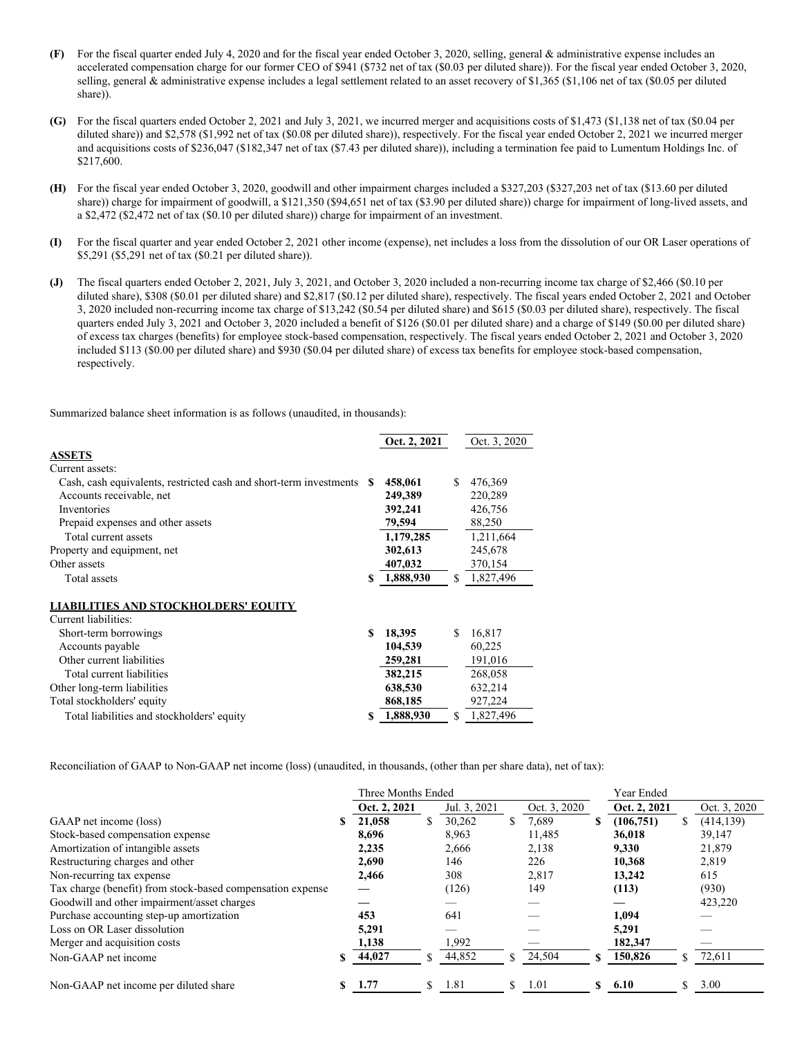**(F)** For the fiscal quarter ended July 4, 2020 and for the fiscal year ended October 3, 2020, selling, general & administrative expense includes an accelerated compensation charge for our former CEO of $941 ($732 net of tax ($0.03 per diluted share)). For the fiscal year ended October 3, 2020, selling, general & administrative expense includes a legal settlement related to an asset recovery of $1,365 ($1,106 net of tax ($0.05 per diluted share)).

**(G)** For the fiscal quarters ended October 2, 2021 and July 3, 2021, we incurred merger and acquisitions costs of $1,473 ($1,138 net of tax ($0.04 per diluted share)) and $2,578 ($1,992 net of tax ($0.08 per diluted share)), respectively. For the fiscal year ended October 2, 2021 we incurred merger and acquisitions costs of $236,047 ($182,347 net of tax ($7.43 per diluted share)), including a termination fee paid to Lumentum Holdings Inc. of $217,600.

**(H)** For the fiscal year ended October 3, 2020, goodwill and other impairment charges included a $327,203 ($327,203 net of tax ($13.60 per diluted share)) charge for impairment of goodwill, a $121,350 ($94,651 net of tax ($3.90 per diluted share)) charge for impairment of long-lived assets, and a $2,472 ($2,472 net of tax ($0.10 per diluted share)) charge for impairment of an investment.

**(I)** For the fiscal quarter and year ended October 2, 2021 other income (expense), net includes a loss from the dissolution of our OR Laser operations of $5,291 ($5,291 net of tax ($0.21 per diluted share)).

**(J)** The fiscal quarters ended October 2, 2021, July 3, 2021, and October 3, 2020 included a non-recurring income tax charge of $2,466 ($0.10 per diluted share), $308 ($0.01 per diluted share) and $2,817 ($0.12 per diluted share), respectively. The fiscal years ended October 2, 2021 and October 3, 2020 included non-recurring income tax charge of $13,242 ($0.54 per diluted share) and $615 ($0.03 per diluted share), respectively. The fiscal quarters ended July 3, 2021 and October 3, 2020 included a benefit of $126 ($0.01 per diluted share) and a charge of $149 ($0.00 per diluted share) of excess tax charges (benefits) for employee stock-based compensation, respectively. The fiscal years ended October 2, 2021 and October 3, 2020 included $113 ($0.00 per diluted share) and $930 ($0.04 per diluted share) of excess tax benefits for employee stock-based compensation, respectively.

Summarized balance sheet information is as follows (unaudited, in thousands):

| | **Oct. 2, 2021** | Oct. 3, 2020 |
|---|---|---|
| **ASSETS** | | |
| Current assets: | | |
| Cash, cash equivalents, restricted cash and short-term investments | **$ 458,061** | $ 476,369 |
| Accounts receivable, net | **249,389** | 220,289 |
| Inventories | **392,241** | 426,756 |
| Prepaid expenses and other assets | **79,594** | 88,250 |
| Total current assets | **1,179,285** | 1,211,664 |
| Property and equipment, net | **302,613** | 245,678 |
| Other assets | **407,032** | 370,154 |
| Total assets | **$ 1,888,930** | $ 1,827,496 |
| **LIABILITIES AND STOCKHOLDERS' EQUITY** | | |
| Current liabilities: | | |
| Short-term borrowings | **$ 18,395** | $ 16,817 |
| Accounts payable | **104,539** | 60,225 |
| Other current liabilities | **259,281** | 191,016 |
| Total current liabilities | **382,215** | 268,058 |
| Other long-term liabilities | **638,530** | 632,214 |
| Total stockholders' equity | **868,185** | 927,224 |
| Total liabilities and stockholders' equity | **$ 1,888,930** | $ 1,827,496 |

Reconciliation of GAAP to Non-GAAP net income (loss) (unaudited, in thousands, (other than per share data), net of tax):

| | Three Months Ended | | | Year Ended | |
|---|---|---|---|---|---|
| | **Oct. 2, 2021** | Jul. 3, 2021 | Oct. 3, 2020 | **Oct. 2, 2021** | Oct. 3, 2020 |
| GAAP net income (loss) | **$ 21,058** | $ 30,262 | $ 7,689 | **$ (106,751)** | $ (414,139) |
| Stock-based compensation expense | **8,696** | 8,963 | 11,485 | **36,018** | 39,147 |
| Amortization of intangible assets | **2,235** | 2,666 | 2,138 | **9,330** | 21,879 |
| Restructuring charges and other | **2,690** | 146 | 226 | **10,368** | 2,819 |
| Non-recurring tax expense | **2,466** | 308 | 2,817 | **13,242** | 615 |
| Tax charge (benefit) from stock-based compensation expense | **—** | (126) | 149 | **(113)** | (930) |
| Goodwill and other impairment/asset charges | **—** | — | — | **—** | 423,220 |
| Purchase accounting step-up amortization | **453** | 641 | — | **1,094** | — |
| Loss on OR Laser dissolution | **5,291** | — | — | **5,291** | — |
| Merger and acquisition costs | **1,138** | 1,992 | — | **182,347** | — |
| Non-GAAP net income | **$ 44,027** | $ 44,852 | $ 24,504 | **$ 150,826** | $ 72,611 |
| Non-GAAP net income per diluted share | **$ 1.77** | $ 1.81 | $ 1.01 | **$ 6.10** | $ 3.00 |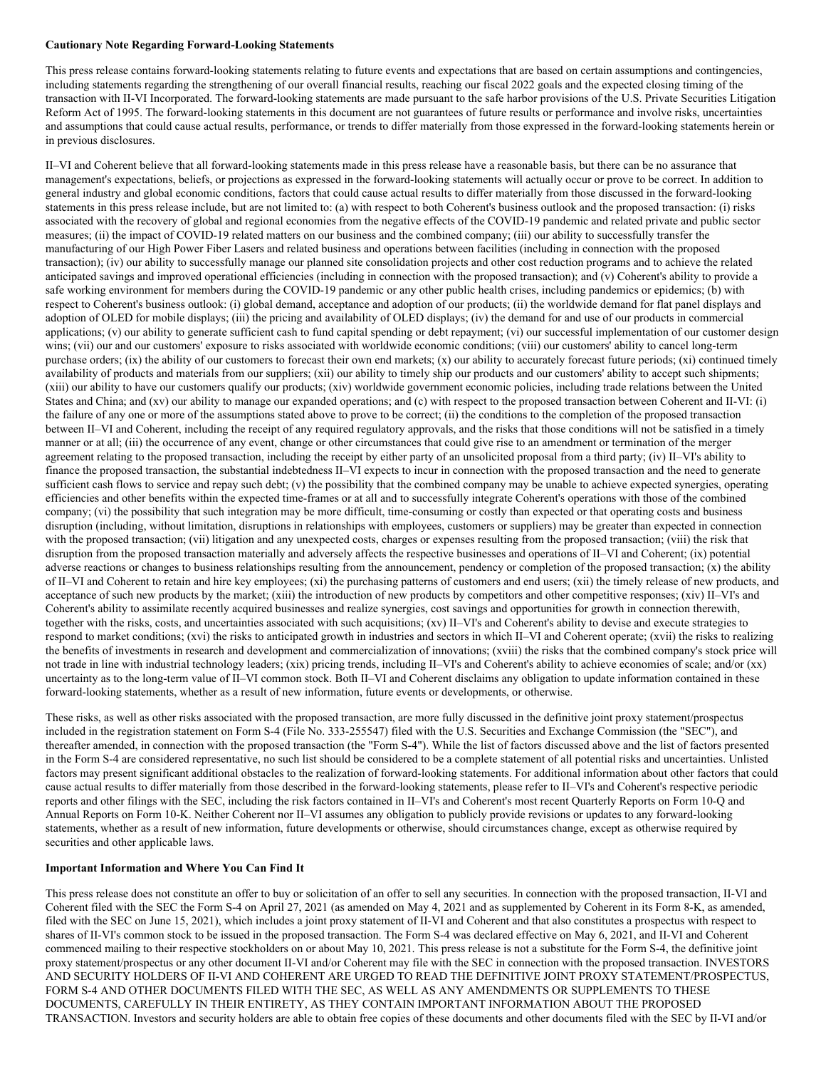**Cautionary Note Regarding Forward-Looking Statements**

This press release contains forward-looking statements relating to future events and expectations that are based on certain assumptions and contingencies, including statements regarding the strengthening of our overall financial results, reaching our fiscal 2022 goals and the expected closing timing of the transaction with II-VI Incorporated. The forward-looking statements are made pursuant to the safe harbor provisions of the U.S. Private Securities Litigation Reform Act of 1995. The forward-looking statements in this document are not guarantees of future results or performance and involve risks, uncertainties and assumptions that could cause actual results, performance, or trends to differ materially from those expressed in the forward-looking statements herein or in previous disclosures.

II–VI and Coherent believe that all forward-looking statements made in this press release have a reasonable basis, but there can be no assurance that management's expectations, beliefs, or projections as expressed in the forward-looking statements will actually occur or prove to be correct. In addition to general industry and global economic conditions, factors that could cause actual results to differ materially from those discussed in the forward-looking statements in this press release include, but are not limited to: (a) with respect to both Coherent's business outlook and the proposed transaction: (i) risks associated with the recovery of global and regional economies from the negative effects of the COVID-19 pandemic and related private and public sector measures; (ii) the impact of COVID-19 related matters on our business and the combined company; (iii) our ability to successfully transfer the manufacturing of our High Power Fiber Lasers and related business and operations between facilities (including in connection with the proposed transaction); (iv) our ability to successfully manage our planned site consolidation projects and other cost reduction programs and to achieve the related anticipated savings and improved operational efficiencies (including in connection with the proposed transaction); and (v) Coherent's ability to provide a safe working environment for members during the COVID-19 pandemic or any other public health crises, including pandemics or epidemics; (b) with respect to Coherent's business outlook: (i) global demand, acceptance and adoption of our products; (ii) the worldwide demand for flat panel displays and adoption of OLED for mobile displays; (iii) the pricing and availability of OLED displays; (iv) the demand for and use of our products in commercial applications; (v) our ability to generate sufficient cash to fund capital spending or debt repayment; (vi) our successful implementation of our customer design wins; (vii) our and our customers' exposure to risks associated with worldwide economic conditions; (viii) our customers' ability to cancel long-term purchase orders; (ix) the ability of our customers to forecast their own end markets; (x) our ability to accurately forecast future periods; (xi) continued timely availability of products and materials from our suppliers; (xii) our ability to timely ship our products and our customers' ability to accept such shipments; (xiii) our ability to have our customers qualify our products; (xiv) worldwide government economic policies, including trade relations between the United States and China; and (xv) our ability to manage our expanded operations; and (c) with respect to the proposed transaction between Coherent and II-VI: (i) the failure of any one or more of the assumptions stated above to prove to be correct; (ii) the conditions to the completion of the proposed transaction between II–VI and Coherent, including the receipt of any required regulatory approvals, and the risks that those conditions will not be satisfied in a timely manner or at all; (iii) the occurrence of any event, change or other circumstances that could give rise to an amendment or termination of the merger agreement relating to the proposed transaction, including the receipt by either party of an unsolicited proposal from a third party; (iv) II–VI's ability to finance the proposed transaction, the substantial indebtedness II–VI expects to incur in connection with the proposed transaction and the need to generate sufficient cash flows to service and repay such debt; (v) the possibility that the combined company may be unable to achieve expected synergies, operating efficiencies and other benefits within the expected time-frames or at all and to successfully integrate Coherent's operations with those of the combined company; (vi) the possibility that such integration may be more difficult, time-consuming or costly than expected or that operating costs and business disruption (including, without limitation, disruptions in relationships with employees, customers or suppliers) may be greater than expected in connection with the proposed transaction; (vii) litigation and any unexpected costs, charges or expenses resulting from the proposed transaction; (viii) the risk that disruption from the proposed transaction materially and adversely affects the respective businesses and operations of II–VI and Coherent; (ix) potential adverse reactions or changes to business relationships resulting from the announcement, pendency or completion of the proposed transaction; (x) the ability of II–VI and Coherent to retain and hire key employees; (xi) the purchasing patterns of customers and end users; (xii) the timely release of new products, and acceptance of such new products by the market; (xiii) the introduction of new products by competitors and other competitive responses; (xiv) II–VI's and Coherent's ability to assimilate recently acquired businesses and realize synergies, cost savings and opportunities for growth in connection therewith, together with the risks, costs, and uncertainties associated with such acquisitions; (xv) II–VI's and Coherent's ability to devise and execute strategies to respond to market conditions; (xvi) the risks to anticipated growth in industries and sectors in which II–VI and Coherent operate; (xvii) the risks to realizing the benefits of investments in research and development and commercialization of innovations; (xviii) the risks that the combined company's stock price will not trade in line with industrial technology leaders; (xix) pricing trends, including II–VI's and Coherent's ability to achieve economies of scale; and/or (xx) uncertainty as to the long-term value of II–VI common stock. Both II–VI and Coherent disclaims any obligation to update information contained in these forward-looking statements, whether as a result of new information, future events or developments, or otherwise.

These risks, as well as other risks associated with the proposed transaction, are more fully discussed in the definitive joint proxy statement/prospectus included in the registration statement on Form S-4 (File No. 333-255547) filed with the U.S. Securities and Exchange Commission (the "SEC"), and thereafter amended, in connection with the proposed transaction (the "Form S-4"). While the list of factors discussed above and the list of factors presented in the Form S-4 are considered representative, no such list should be considered to be a complete statement of all potential risks and uncertainties. Unlisted factors may present significant additional obstacles to the realization of forward-looking statements. For additional information about other factors that could cause actual results to differ materially from those described in the forward-looking statements, please refer to II–VI's and Coherent's respective periodic reports and other filings with the SEC, including the risk factors contained in II–VI's and Coherent's most recent Quarterly Reports on Form 10-Q and Annual Reports on Form 10-K. Neither Coherent nor II–VI assumes any obligation to publicly provide revisions or updates to any forward-looking statements, whether as a result of new information, future developments or otherwise, should circumstances change, except as otherwise required by securities and other applicable laws.

**Important Information and Where You Can Find It**

This press release does not constitute an offer to buy or solicitation of an offer to sell any securities. In connection with the proposed transaction, II-VI and Coherent filed with the SEC the Form S-4 on April 27, 2021 (as amended on May 4, 2021 and as supplemented by Coherent in its Form 8-K, as amended, filed with the SEC on June 15, 2021), which includes a joint proxy statement of II-VI and Coherent and that also constitutes a prospectus with respect to shares of II-VI's common stock to be issued in the proposed transaction. The Form S-4 was declared effective on May 6, 2021, and II-VI and Coherent commenced mailing to their respective stockholders on or about May 10, 2021. This press release is not a substitute for the Form S-4, the definitive joint proxy statement/prospectus or any other document II-VI and/or Coherent may file with the SEC in connection with the proposed transaction. INVESTORS AND SECURITY HOLDERS OF II-VI AND COHERENT ARE URGED TO READ THE DEFINITIVE JOINT PROXY STATEMENT/PROSPECTUS, FORM S-4 AND OTHER DOCUMENTS FILED WITH THE SEC, AS WELL AS ANY AMENDMENTS OR SUPPLEMENTS TO THESE DOCUMENTS, CAREFULLY IN THEIR ENTIRETY, AS THEY CONTAIN IMPORTANT INFORMATION ABOUT THE PROPOSED TRANSACTION. Investors and security holders are able to obtain free copies of these documents and other documents filed with the SEC by II-VI and/or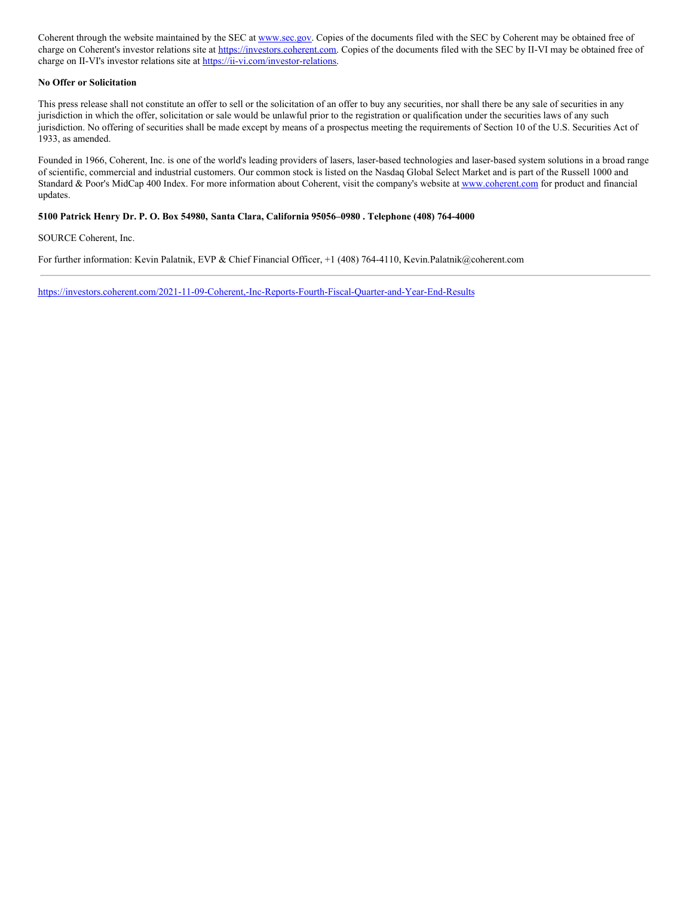Coherent through the website maintained by the SEC at www.sec.gov. Copies of the documents filed with the SEC by Coherent may be obtained free of charge on Coherent's investor relations site at https://investors.coherent.com. Copies of the documents filed with the SEC by II-VI may be obtained free of charge on II-VI's investor relations site at https://ii-vi.com/investor-relations.

**No Offer or Solicitation**

This press release shall not constitute an offer to sell or the solicitation of an offer to buy any securities, nor shall there be any sale of securities in any jurisdiction in which the offer, solicitation or sale would be unlawful prior to the registration or qualification under the securities laws of any such jurisdiction. No offering of securities shall be made except by means of a prospectus meeting the requirements of Section 10 of the U.S. Securities Act of 1933, as amended.

Founded in 1966, Coherent, Inc. is one of the world's leading providers of lasers, laser-based technologies and laser-based system solutions in a broad range of scientific, commercial and industrial customers. Our common stock is listed on the Nasdaq Global Select Market and is part of the Russell 1000 and Standard & Poor's MidCap 400 Index. For more information about Coherent, visit the company's website at www.coherent.com for product and financial updates.

**5100 Patrick Henry Dr. P. O. Box 54980, Santa Clara, California 95056–0980 . Telephone (408) 764-4000**

SOURCE Coherent, Inc.

For further information: Kevin Palatnik, EVP & Chief Financial Officer, +1 (408) 764-4110, Kevin.Palatnik@coherent.com

---

https://investors.coherent.com/2021-11-09-Coherent,-Inc-Reports-Fourth-Fiscal-Quarter-and-Year-End-Results